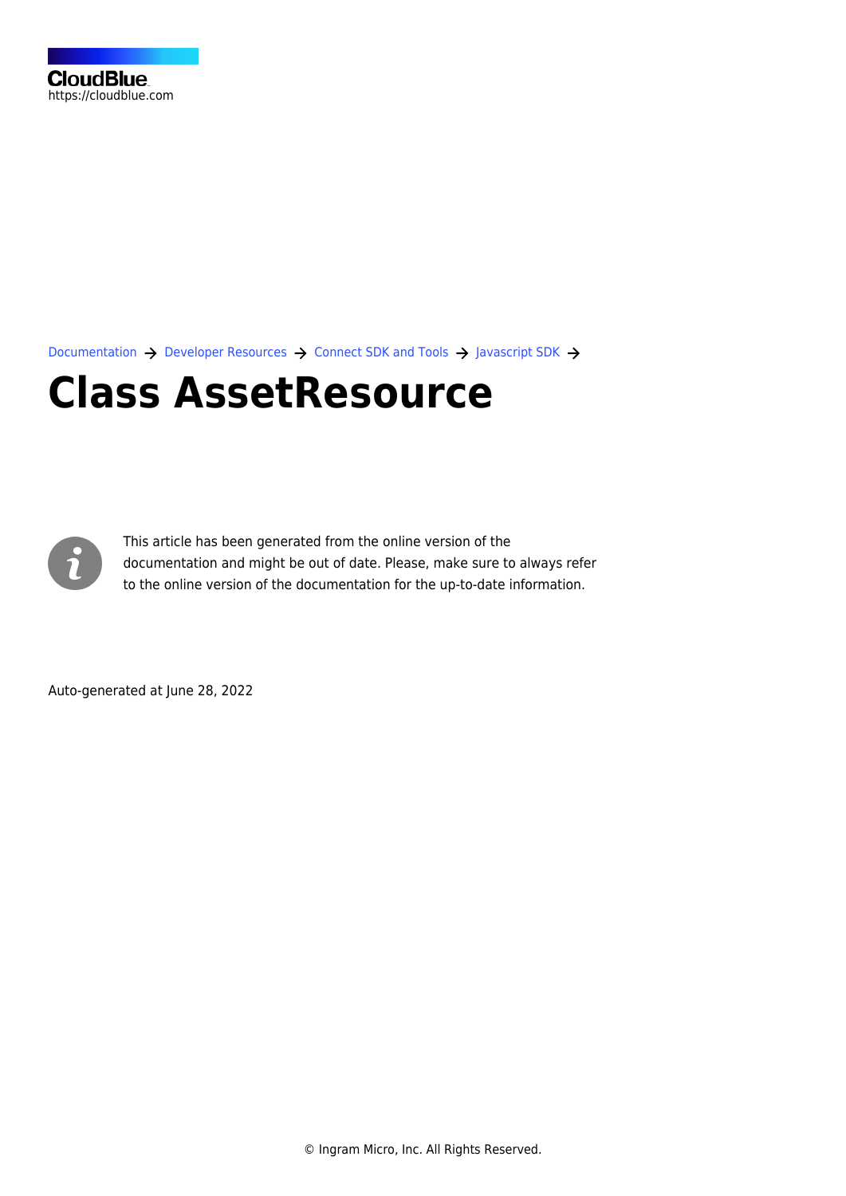CloudBlue
https://cloudblue.com

Documentation → Developer Resources → Connect SDK and Tools → Javascript SDK →

# Class AssetResource

This article has been generated from the online version of the documentation and might be out of date. Please, make sure to always refer to the online version of the documentation for the up-to-date information.

Auto-generated at June 28, 2022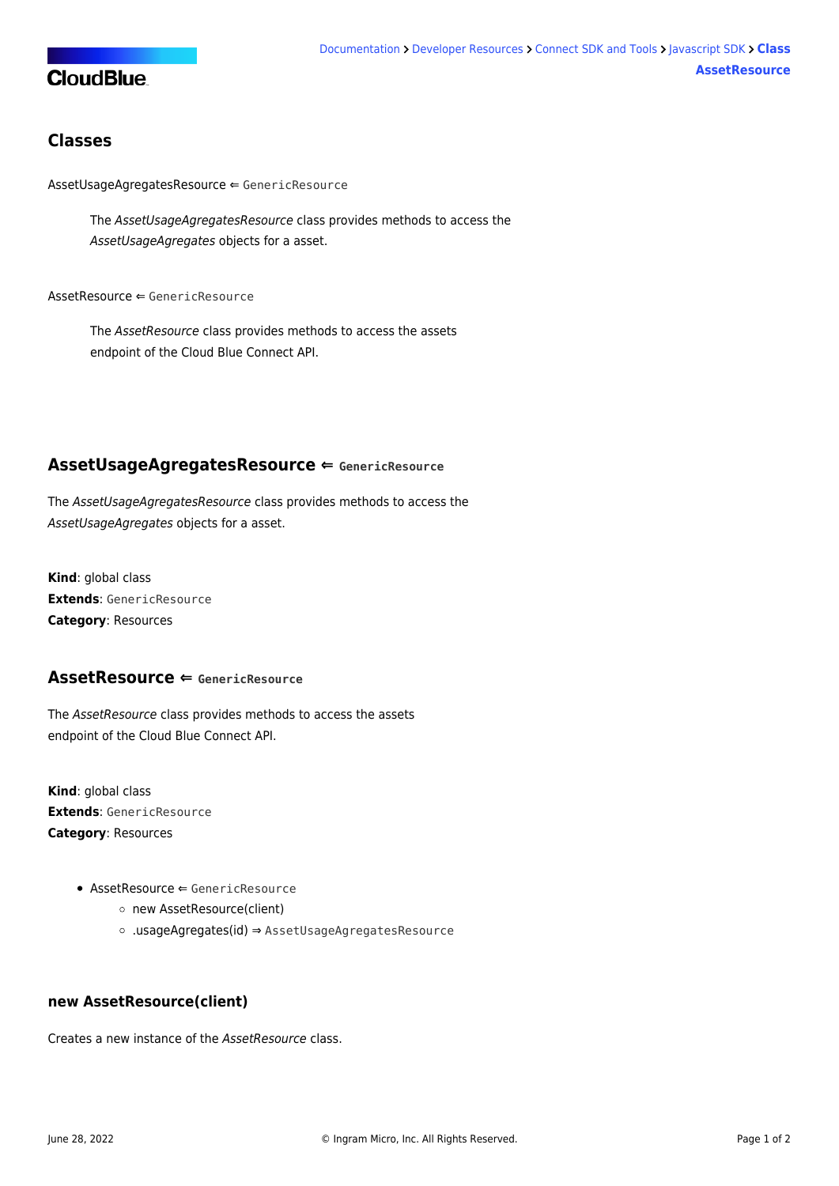## Classes

AssetUsageAgregatesResource ⇐ `GenericResource`

> The *AssetUsageAgregatesResource* class provides methods to access the *AssetUsageAgregates* objects for a asset.

AssetResource ⇐ `GenericResource`

> The *AssetResource* class provides methods to access the assets endpoint of the Cloud Blue Connect API.

## AssetUsageAgregatesResource ⇐ `GenericResource`

The *AssetUsageAgregatesResource* class provides methods to access the *AssetUsageAgregates* objects for a asset.

**Kind**: global class
**Extends**: `GenericResource`
**Category**: Resources

## AssetResource ⇐ `GenericResource`

The *AssetResource* class provides methods to access the assets endpoint of the Cloud Blue Connect API.

**Kind**: global class
**Extends**: `GenericResource`
**Category**: Resources

- AssetResource ⇐ `GenericResource`
  - new AssetResource(client)
  - .usageAgregates(id) ⇒ `AssetUsageAgregatesResource`

### new AssetResource(client)

Creates a new instance of the *AssetResource* class.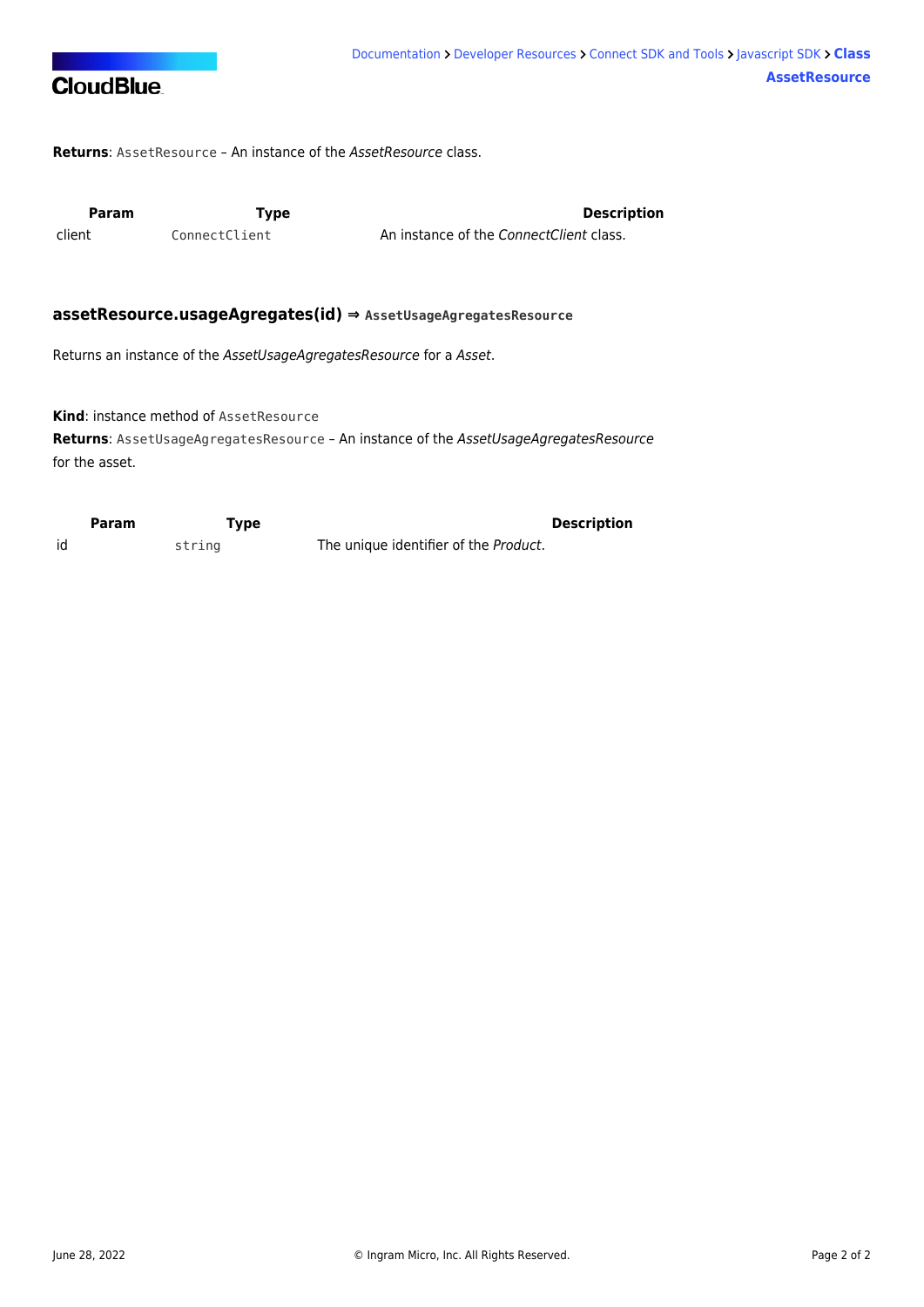**Returns**: `AssetResource` – An instance of the *AssetResource* class.

| Param | Type | Description |
|---|---|---|
| client | `ConnectClient` | An instance of the *ConnectClient* class. |

### assetResource.usageAgregates(id) ⇒ `AssetUsageAgregatesResource`

Returns an instance of the *AssetUsageAgregatesResource* for a *Asset*.

**Kind**: instance method of `AssetResource`
**Returns**: `AssetUsageAgregatesResource` – An instance of the *AssetUsageAgregatesResource* for the asset.

| Param | Type | Description |
|---|---|---|
| id | `string` | The unique identifier of the *Product*. |